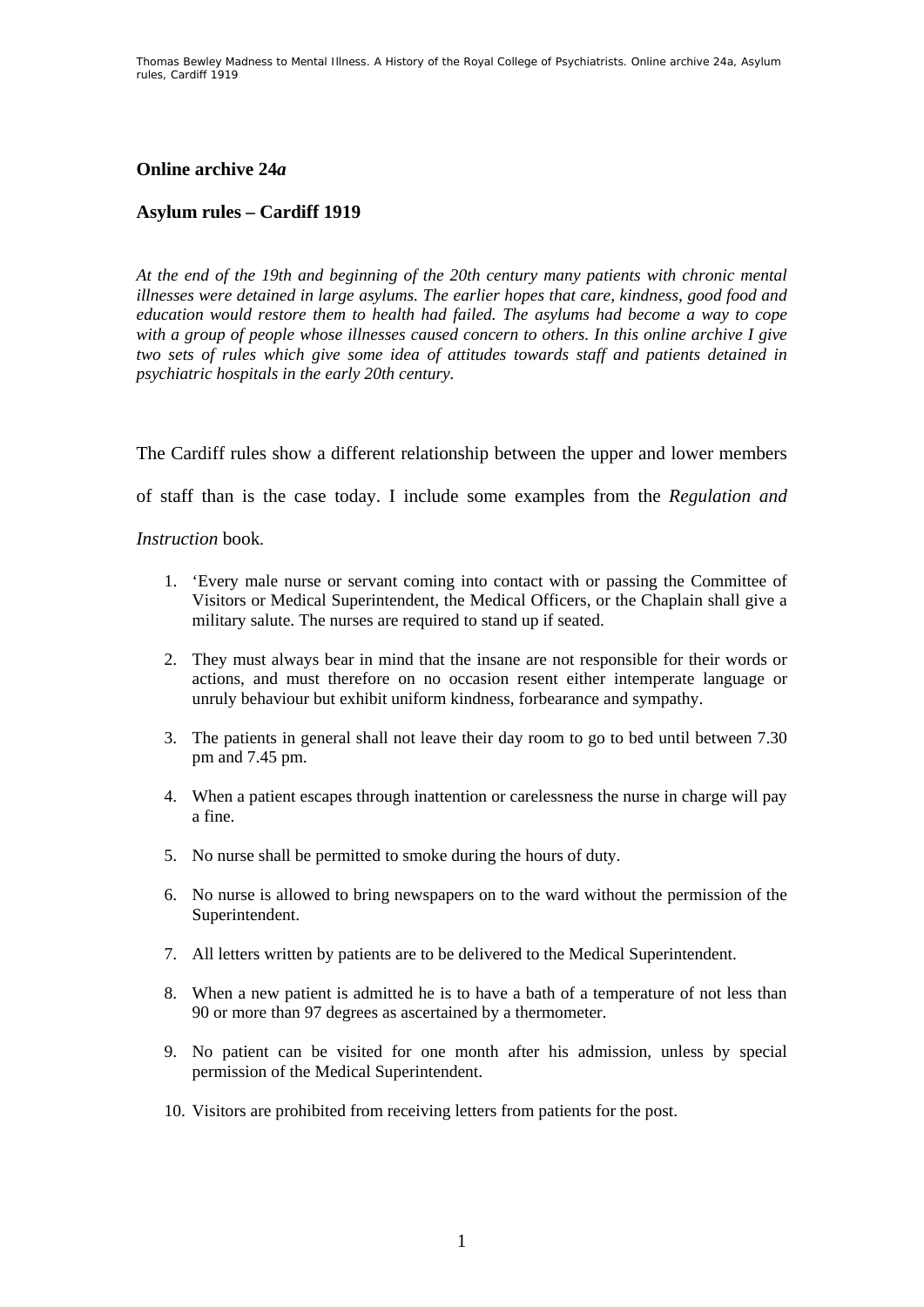**Online archive 24*a***

**Asylum rules – Cardiff 1919**

*At the end of the 19th and beginning of the 20th century many patients with chronic mental illnesses were detained in large asylums. The earlier hopes that care, kindness, good food and education would restore them to health had failed. The asylums had become a way to cope with a group of people whose illnesses caused concern to others. In this online archive I give two sets of rules which give some idea of attitudes towards staff and patients detained in psychiatric hospitals in the early 20th century.*

The Cardiff rules show a different relationship between the upper and lower members of staff than is the case today. I include some examples from the *Regulation and Instruction* book.

1. 'Every male nurse or servant coming into contact with or passing the Committee of Visitors or Medical Superintendent, the Medical Officers, or the Chaplain shall give a military salute. The nurses are required to stand up if seated.
2. They must always bear in mind that the insane are not responsible for their words or actions, and must therefore on no occasion resent either intemperate language or unruly behaviour but exhibit uniform kindness, forbearance and sympathy.
3. The patients in general shall not leave their day room to go to bed until between 7.30 pm and 7.45 pm.
4. When a patient escapes through inattention or carelessness the nurse in charge will pay a fine.
5. No nurse shall be permitted to smoke during the hours of duty.
6. No nurse is allowed to bring newspapers on to the ward without the permission of the Superintendent.
7. All letters written by patients are to be delivered to the Medical Superintendent.
8. When a new patient is admitted he is to have a bath of a temperature of not less than 90 or more than 97 degrees as ascertained by a thermometer.
9. No patient can be visited for one month after his admission, unless by special permission of the Medical Superintendent.
10. Visitors are prohibited from receiving letters from patients for the post.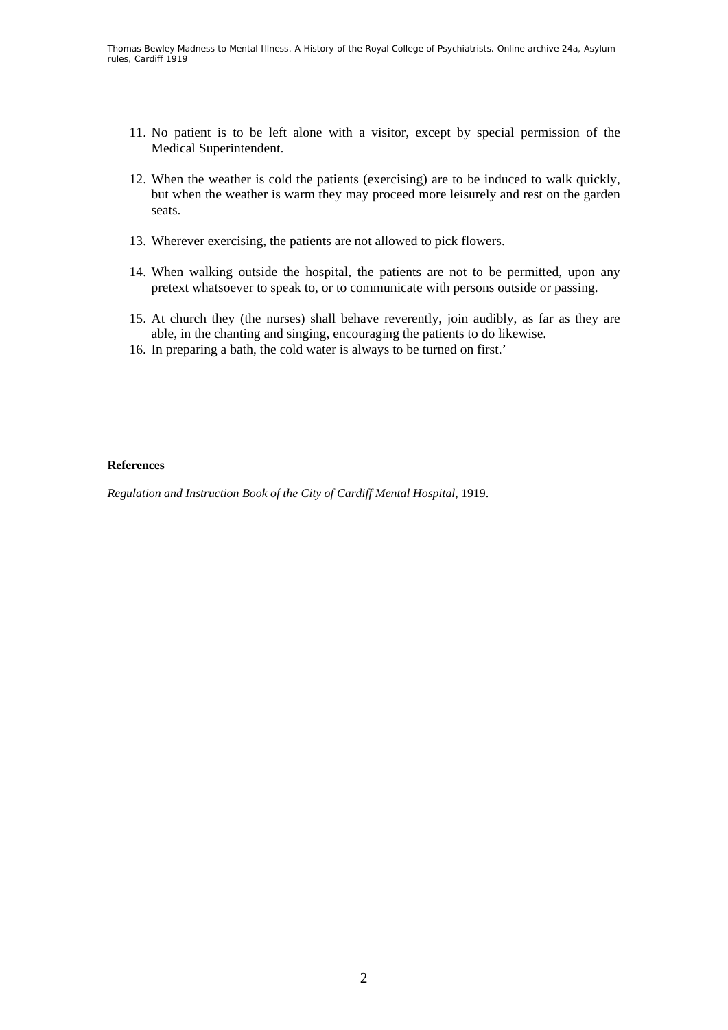11. No patient is to be left alone with a visitor, except by special permission of the Medical Superintendent.
12. When the weather is cold the patients (exercising) are to be induced to walk quickly, but when the weather is warm they may proceed more leisurely and rest on the garden seats.
13. Wherever exercising, the patients are not allowed to pick flowers.
14. When walking outside the hospital, the patients are not to be permitted, upon any pretext whatsoever to speak to, or to communicate with persons outside or passing.
15. At church they (the nurses) shall behave reverently, join audibly, as far as they are able, in the chanting and singing, encouraging the patients to do likewise.
16. In preparing a bath, the cold water is always to be turned on first.'

**References**

*Regulation and Instruction Book of the City of Cardiff Mental Hospital*, 1919.